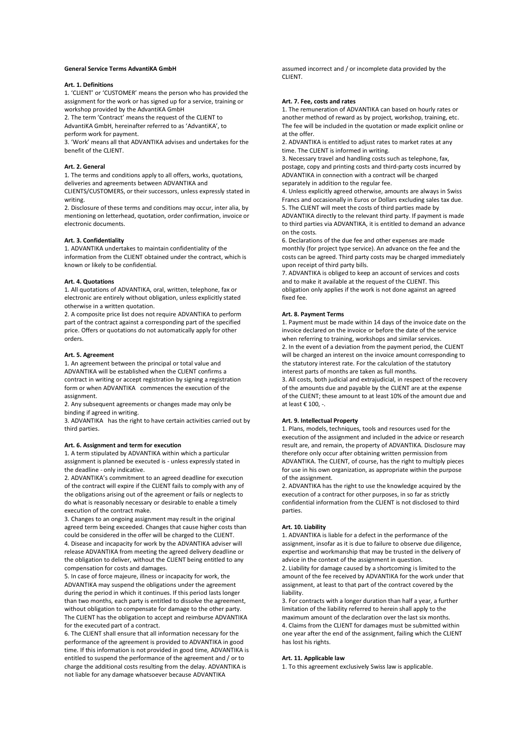**General Service Terms AdvantiKA GmbH**

**Art. 1. Definitions**

1. 'CLIENT' or 'CUSTOMER' means the person who has provided the assignment for the work or has signed up for a service, training or workshop provided by the AdvantiKA GmbH
2. The term 'Contract' means the request of the CLIENT to AdvantiKA GmbH, hereinafter referred to as 'AdvantiKA', to perform work for payment.
3. 'Work' means all that ADVANTIKA advises and undertakes for the benefit of the CLIENT.

**Art. 2. General**

1. The terms and conditions apply to all offers, works, quotations, deliveries and agreements between ADVANTIKA and CLIENTS/CUSTOMERS, or their successors, unless expressly stated in writing.
2. Disclosure of these terms and conditions may occur, inter alia, by mentioning on letterhead, quotation, order confirmation, invoice or electronic documents.

**Art. 3. Confidentiality**

1. ADVANTIKA undertakes to maintain confidentiality of the information from the CLIENT obtained under the contract, which is known or likely to be confidential.

**Art. 4. Quotations**

1. All quotations of ADVANTIKA, oral, written, telephone, fax or electronic are entirely without obligation, unless explicitly stated otherwise in a written quotation.
2. A composite price list does not require ADVANTIKA to perform part of the contract against a corresponding part of the specified price. Offers or quotations do not automatically apply for other orders.

**Art. 5. Agreement**

1. An agreement between the principal or total value and ADVANTIKA will be established when the CLIENT confirms a contract in writing or accept registration by signing a registration form or when ADVANTIKA commences the execution of the assignment.
2. Any subsequent agreements or changes made may only be binding if agreed in writing.
3. ADVANTIKA has the right to have certain activities carried out by third parties.

**Art. 6. Assignment and term for execution**

1. A term stipulated by ADVANTIKA within which a particular assignment is planned be executed is - unless expressly stated in the deadline - only indicative.
2. ADVANTIKA's commitment to an agreed deadline for execution of the contract will expire if the CLIENT fails to comply with any of the obligations arising out of the agreement or fails or neglects to do what is reasonably necessary or desirable to enable a timely execution of the contract make.
3. Changes to an ongoing assignment may result in the original agreed term being exceeded. Changes that cause higher costs than could be considered in the offer will be charged to the CLIENT.
4. Disease and incapacity for work by the ADVANTIKA adviser will release ADVANTIKA from meeting the agreed delivery deadline or the obligation to deliver, without the CLIENT being entitled to any compensation for costs and damages.
5. In case of force majeure, illness or incapacity for work, the ADVANTIKA may suspend the obligations under the agreement during the period in which it continues. If this period lasts longer than two months, each party is entitled to dissolve the agreement, without obligation to compensate for damage to the other party. The CLIENT has the obligation to accept and reimburse ADVANTIKA for the executed part of a contract.
6. The CLIENT shall ensure that all information necessary for the performance of the agreement is provided to ADVANTIKA in good time. If this information is not provided in good time, ADVANTIKA is entitled to suspend the performance of the agreement and / or to charge the additional costs resulting from the delay. ADVANTIKA is not liable for any damage whatsoever because ADVANTIKA assumed incorrect and / or incomplete data provided by the CLIENT.

**Art. 7. Fee, costs and rates**

1. The remuneration of ADVANTIKA can based on hourly rates or another method of reward as by project, workshop, training, etc. The fee will be included in the quotation or made explicit online or at the offer.
2. ADVANTIKA is entitled to adjust rates to market rates at any time. The CLIENT is informed in writing.
3. Necessary travel and handling costs such as telephone, fax, postage, copy and printing costs and third-party costs incurred by ADVANTIKA in connection with a contract will be charged separately in addition to the regular fee.
4. Unless explicitly agreed otherwise, amounts are always in Swiss Francs and occasionally in Euros or Dollars excluding sales tax due.
5. The CLIENT will meet the costs of third parties made by ADVANTIKA directly to the relevant third party. If payment is made to third parties via ADVANTIKA, it is entitled to demand an advance on the costs.
6. Declarations of the due fee and other expenses are made monthly (for project type service). An advance on the fee and the costs can be agreed. Third party costs may be charged immediately upon receipt of third party bills.
7. ADVANTIKA is obliged to keep an account of services and costs and to make it available at the request of the CLIENT. This obligation only applies if the work is not done against an agreed fixed fee.

**Art. 8. Payment Terms**

1. Payment must be made within 14 days of the invoice date on the invoice declared on the invoice or before the date of the service when referring to training, workshops and similar services.
2. In the event of a deviation from the payment period, the CLIENT will be charged an interest on the invoice amount corresponding to the statutory interest rate. For the calculation of the statutory interest parts of months are taken as full months.
3. All costs, both judicial and extrajudicial, in respect of the recovery of the amounts due and payable by the CLIENT are at the expense of the CLIENT; these amount to at least 10% of the amount due and at least € 100, -.

**Art. 9. Intellectual Property**

1. Plans, models, techniques, tools and resources used for the execution of the assignment and included in the advice or research result are, and remain, the property of ADVANTIKA. Disclosure may therefore only occur after obtaining written permission from ADVANTIKA. The CLIENT, of course, has the right to multiply pieces for use in his own organization, as appropriate within the purpose of the assignment.
2. ADVANTIKA has the right to use the knowledge acquired by the execution of a contract for other purposes, in so far as strictly confidential information from the CLIENT is not disclosed to third parties.

**Art. 10. Liability**

1. ADVANTIKA is liable for a defect in the performance of the assignment, insofar as it is due to failure to observe due diligence, expertise and workmanship that may be trusted in the delivery of advice in the context of the assignment in question.
2. Liability for damage caused by a shortcoming is limited to the amount of the fee received by ADVANTIKA for the work under that assignment, at least to that part of the contract covered by the liability.
3. For contracts with a longer duration than half a year, a further limitation of the liability referred to herein shall apply to the maximum amount of the declaration over the last six months.
4. Claims from the CLIENT for damages must be submitted within one year after the end of the assignment, failing which the CLIENT has lost his rights.

**Art. 11. Applicable law**

1. To this agreement exclusively Swiss law is applicable.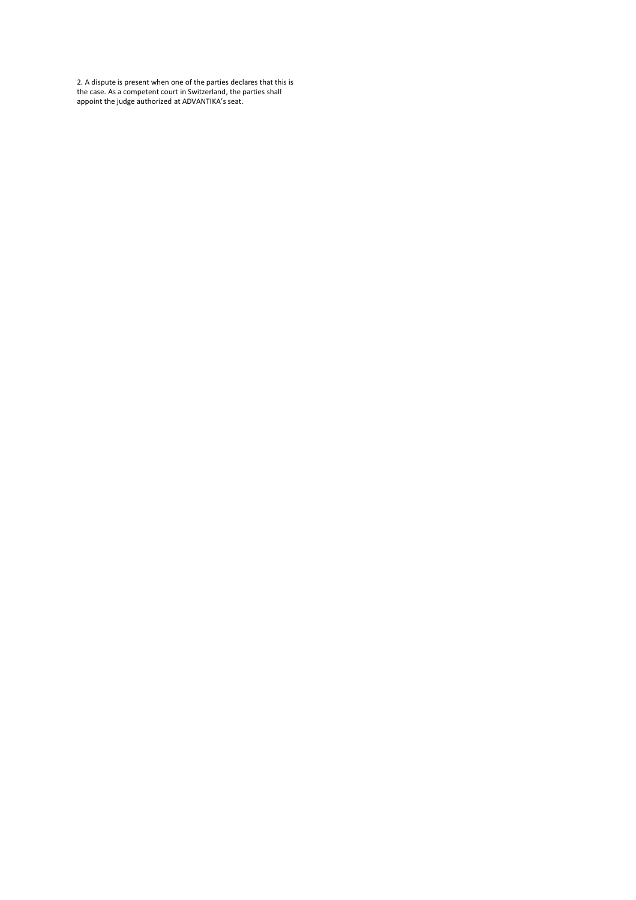2. A dispute is present when one of the parties declares that this is the case. As a competent court in Switzerland, the parties shall appoint the judge authorized at ADVANTIKA's seat.